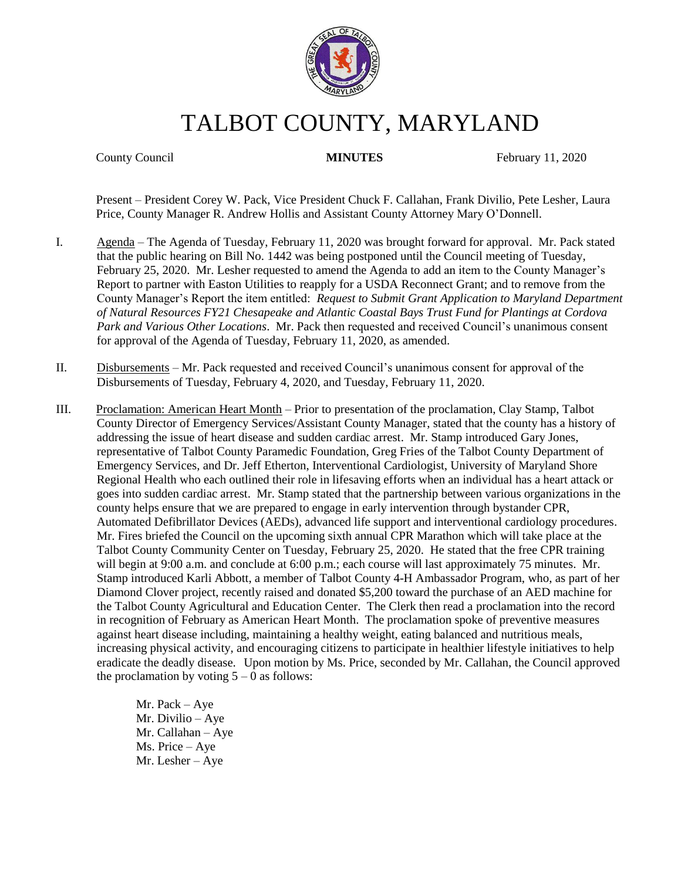# TALBOT COUNTY, MARYLAND

County Council **MINUTES** February 11, 2020

Present – President Corey W. Pack, Vice President Chuck F. Callahan, Frank Divilio, Pete Lesher, Laura Price, County Manager R. Andrew Hollis and Assistant County Attorney Mary O'Donnell.

I. Agenda – The Agenda of Tuesday, February 11, 2020 was brought forward for approval. Mr. Pack stated that the public hearing on Bill No. 1442 was being postponed until the Council meeting of Tuesday, February 25, 2020. Mr. Lesher requested to amend the Agenda to add an item to the County Manager's Report to partner with Easton Utilities to reapply for a USDA Reconnect Grant; and to remove from the County Manager's Report the item entitled: *Request to Submit Grant Application to Maryland Department of Natural Resources FY21 Chesapeake and Atlantic Coastal Bays Trust Fund for Plantings at Cordova Park and Various Other Locations*. Mr. Pack then requested and received Council's unanimous consent for approval of the Agenda of Tuesday, February 11, 2020, as amended.

II. Disbursements – Mr. Pack requested and received Council's unanimous consent for approval of the Disbursements of Tuesday, February 4, 2020, and Tuesday, February 11, 2020.

III. Proclamation: American Heart Month – Prior to presentation of the proclamation, Clay Stamp, Talbot County Director of Emergency Services/Assistant County Manager, stated that the county has a history of addressing the issue of heart disease and sudden cardiac arrest. Mr. Stamp introduced Gary Jones, representative of Talbot County Paramedic Foundation, Greg Fries of the Talbot County Department of Emergency Services, and Dr. Jeff Etherton, Interventional Cardiologist, University of Maryland Shore Regional Health who each outlined their role in lifesaving efforts when an individual has a heart attack or goes into sudden cardiac arrest. Mr. Stamp stated that the partnership between various organizations in the county helps ensure that we are prepared to engage in early intervention through bystander CPR, Automated Defibrillator Devices (AEDs), advanced life support and interventional cardiology procedures. Mr. Fires briefed the Council on the upcoming sixth annual CPR Marathon which will take place at the Talbot County Community Center on Tuesday, February 25, 2020. He stated that the free CPR training will begin at 9:00 a.m. and conclude at 6:00 p.m.; each course will last approximately 75 minutes. Mr. Stamp introduced Karli Abbott, a member of Talbot County 4-H Ambassador Program, who, as part of her Diamond Clover project, recently raised and donated $5,200 toward the purchase of an AED machine for the Talbot County Agricultural and Education Center. The Clerk then read a proclamation into the record in recognition of February as American Heart Month. The proclamation spoke of preventive measures against heart disease including, maintaining a healthy weight, eating balanced and nutritious meals, increasing physical activity, and encouraging citizens to participate in healthier lifestyle initiatives to help eradicate the deadly disease. Upon motion by Ms. Price, seconded by Mr. Callahan, the Council approved the proclamation by voting 5 – 0 as follows:

Mr. Pack – Aye
Mr. Divilio – Aye
Mr. Callahan – Aye
Ms. Price – Aye
Mr. Lesher – Aye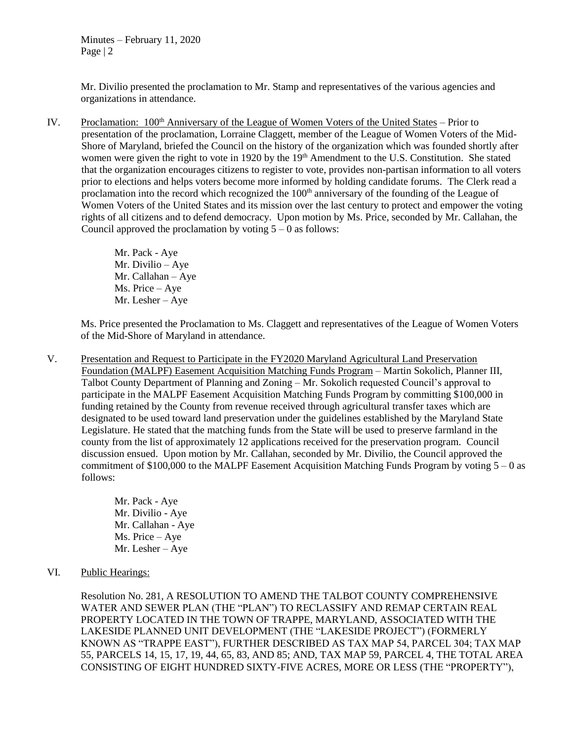Mr. Divilio presented the proclamation to Mr. Stamp and representatives of the various agencies and organizations in attendance.

IV. Proclamation: 100th Anniversary of the League of Women Voters of the United States – Prior to presentation of the proclamation, Lorraine Claggett, member of the League of Women Voters of the Mid-Shore of Maryland, briefed the Council on the history of the organization which was founded shortly after women were given the right to vote in 1920 by the 19th Amendment to the U.S. Constitution. She stated that the organization encourages citizens to register to vote, provides non-partisan information to all voters prior to elections and helps voters become more informed by holding candidate forums. The Clerk read a proclamation into the record which recognized the 100th anniversary of the founding of the League of Women Voters of the United States and its mission over the last century to protect and empower the voting rights of all citizens and to defend democracy. Upon motion by Ms. Price, seconded by Mr. Callahan, the Council approved the proclamation by voting 5 – 0 as follows:

Mr. Pack - Aye
Mr. Divilio – Aye
Mr. Callahan – Aye
Ms. Price – Aye
Mr. Lesher – Aye

Ms. Price presented the Proclamation to Ms. Claggett and representatives of the League of Women Voters of the Mid-Shore of Maryland in attendance.

V. Presentation and Request to Participate in the FY2020 Maryland Agricultural Land Preservation Foundation (MALPF) Easement Acquisition Matching Funds Program – Martin Sokolich, Planner III, Talbot County Department of Planning and Zoning – Mr. Sokolich requested Council's approval to participate in the MALPF Easement Acquisition Matching Funds Program by committing $100,000 in funding retained by the County from revenue received through agricultural transfer taxes which are designated to be used toward land preservation under the guidelines established by the Maryland State Legislature. He stated that the matching funds from the State will be used to preserve farmland in the county from the list of approximately 12 applications received for the preservation program. Council discussion ensued. Upon motion by Mr. Callahan, seconded by Mr. Divilio, the Council approved the commitment of $100,000 to the MALPF Easement Acquisition Matching Funds Program by voting 5 – 0 as follows:

Mr. Pack - Aye
Mr. Divilio - Aye
Mr. Callahan - Aye
Ms. Price – Aye
Mr. Lesher – Aye

VI. Public Hearings:

Resolution No. 281, A RESOLUTION TO AMEND THE TALBOT COUNTY COMPREHENSIVE WATER AND SEWER PLAN (THE "PLAN") TO RECLASSIFY AND REMAP CERTAIN REAL PROPERTY LOCATED IN THE TOWN OF TRAPPE, MARYLAND, ASSOCIATED WITH THE LAKESIDE PLANNED UNIT DEVELOPMENT (THE "LAKESIDE PROJECT") (FORMERLY KNOWN AS "TRAPPE EAST"), FURTHER DESCRIBED AS TAX MAP 54, PARCEL 304; TAX MAP 55, PARCELS 14, 15, 17, 19, 44, 65, 83, AND 85; AND, TAX MAP 59, PARCEL 4, THE TOTAL AREA CONSISTING OF EIGHT HUNDRED SIXTY-FIVE ACRES, MORE OR LESS (THE "PROPERTY"),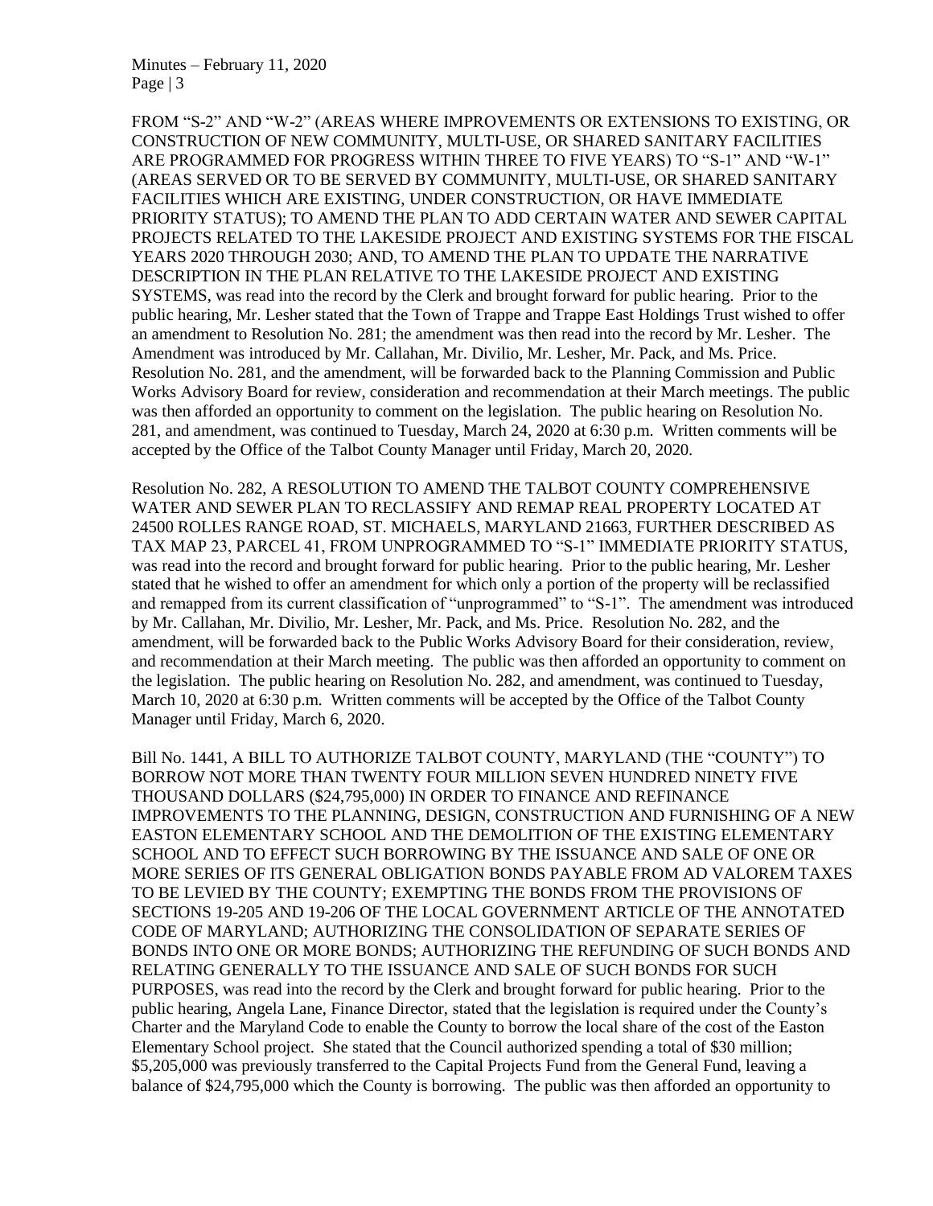FROM "S-2" AND "W-2" (AREAS WHERE IMPROVEMENTS OR EXTENSIONS TO EXISTING, OR CONSTRUCTION OF NEW COMMUNITY, MULTI-USE, OR SHARED SANITARY FACILITIES ARE PROGRAMMED FOR PROGRESS WITHIN THREE TO FIVE YEARS) TO "S-1" AND "W-1" (AREAS SERVED OR TO BE SERVED BY COMMUNITY, MULTI-USE, OR SHARED SANITARY FACILITIES WHICH ARE EXISTING, UNDER CONSTRUCTION, OR HAVE IMMEDIATE PRIORITY STATUS); TO AMEND THE PLAN TO ADD CERTAIN WATER AND SEWER CAPITAL PROJECTS RELATED TO THE LAKESIDE PROJECT AND EXISTING SYSTEMS FOR THE FISCAL YEARS 2020 THROUGH 2030; AND, TO AMEND THE PLAN TO UPDATE THE NARRATIVE DESCRIPTION IN THE PLAN RELATIVE TO THE LAKESIDE PROJECT AND EXISTING SYSTEMS, was read into the record by the Clerk and brought forward for public hearing. Prior to the public hearing, Mr. Lesher stated that the Town of Trappe and Trappe East Holdings Trust wished to offer an amendment to Resolution No. 281; the amendment was then read into the record by Mr. Lesher. The Amendment was introduced by Mr. Callahan, Mr. Divilio, Mr. Lesher, Mr. Pack, and Ms. Price. Resolution No. 281, and the amendment, will be forwarded back to the Planning Commission and Public Works Advisory Board for review, consideration and recommendation at their March meetings. The public was then afforded an opportunity to comment on the legislation. The public hearing on Resolution No. 281, and amendment, was continued to Tuesday, March 24, 2020 at 6:30 p.m. Written comments will be accepted by the Office of the Talbot County Manager until Friday, March 20, 2020.

Resolution No. 282, A RESOLUTION TO AMEND THE TALBOT COUNTY COMPREHENSIVE WATER AND SEWER PLAN TO RECLASSIFY AND REMAP REAL PROPERTY LOCATED AT 24500 ROLLES RANGE ROAD, ST. MICHAELS, MARYLAND 21663, FURTHER DESCRIBED AS TAX MAP 23, PARCEL 41, FROM UNPROGRAMMED TO "S-1" IMMEDIATE PRIORITY STATUS, was read into the record and brought forward for public hearing. Prior to the public hearing, Mr. Lesher stated that he wished to offer an amendment for which only a portion of the property will be reclassified and remapped from its current classification of "unprogrammed" to "S-1". The amendment was introduced by Mr. Callahan, Mr. Divilio, Mr. Lesher, Mr. Pack, and Ms. Price. Resolution No. 282, and the amendment, will be forwarded back to the Public Works Advisory Board for their consideration, review, and recommendation at their March meeting. The public was then afforded an opportunity to comment on the legislation. The public hearing on Resolution No. 282, and amendment, was continued to Tuesday, March 10, 2020 at 6:30 p.m. Written comments will be accepted by the Office of the Talbot County Manager until Friday, March 6, 2020.

Bill No. 1441, A BILL TO AUTHORIZE TALBOT COUNTY, MARYLAND (THE "COUNTY") TO BORROW NOT MORE THAN TWENTY FOUR MILLION SEVEN HUNDRED NINETY FIVE THOUSAND DOLLARS ($24,795,000) IN ORDER TO FINANCE AND REFINANCE IMPROVEMENTS TO THE PLANNING, DESIGN, CONSTRUCTION AND FURNISHING OF A NEW EASTON ELEMENTARY SCHOOL AND THE DEMOLITION OF THE EXISTING ELEMENTARY SCHOOL AND TO EFFECT SUCH BORROWING BY THE ISSUANCE AND SALE OF ONE OR MORE SERIES OF ITS GENERAL OBLIGATION BONDS PAYABLE FROM AD VALOREM TAXES TO BE LEVIED BY THE COUNTY; EXEMPTING THE BONDS FROM THE PROVISIONS OF SECTIONS 19-205 AND 19-206 OF THE LOCAL GOVERNMENT ARTICLE OF THE ANNOTATED CODE OF MARYLAND; AUTHORIZING THE CONSOLIDATION OF SEPARATE SERIES OF BONDS INTO ONE OR MORE BONDS; AUTHORIZING THE REFUNDING OF SUCH BONDS AND RELATING GENERALLY TO THE ISSUANCE AND SALE OF SUCH BONDS FOR SUCH PURPOSES, was read into the record by the Clerk and brought forward for public hearing. Prior to the public hearing, Angela Lane, Finance Director, stated that the legislation is required under the County's Charter and the Maryland Code to enable the County to borrow the local share of the cost of the Easton Elementary School project. She stated that the Council authorized spending a total of $30 million; $5,205,000 was previously transferred to the Capital Projects Fund from the General Fund, leaving a balance of $24,795,000 which the County is borrowing. The public was then afforded an opportunity to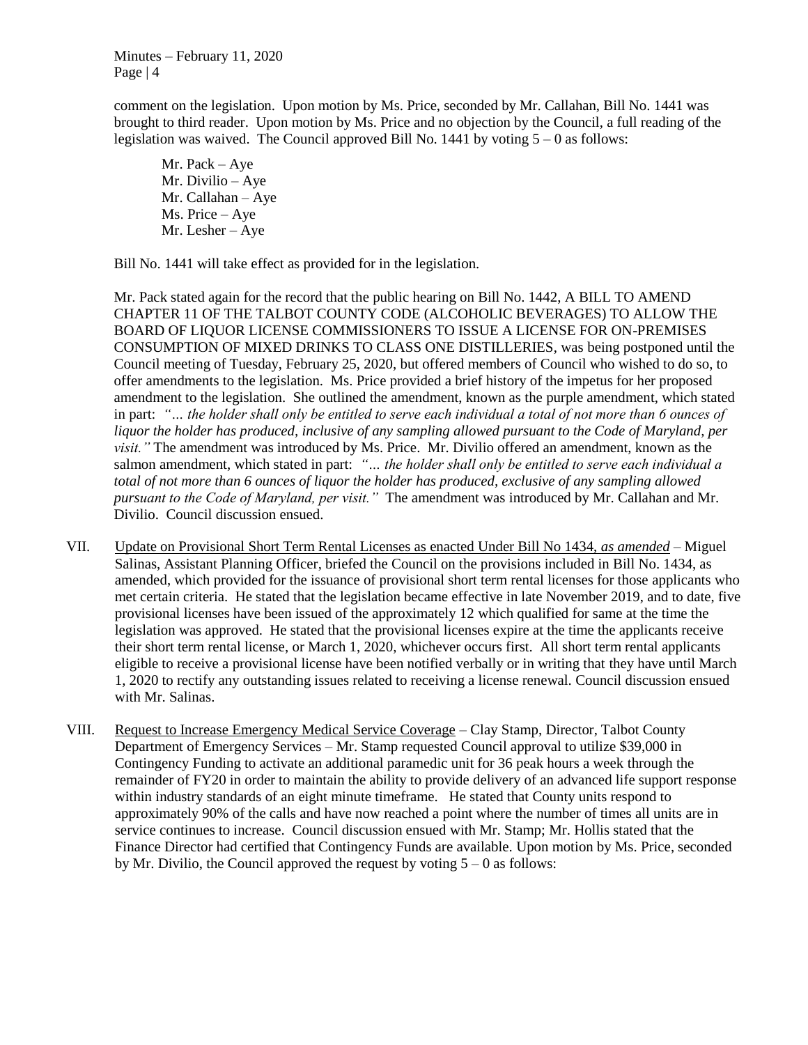comment on the legislation. Upon motion by Ms. Price, seconded by Mr. Callahan, Bill No. 1441 was brought to third reader. Upon motion by Ms. Price and no objection by the Council, a full reading of the legislation was waived. The Council approved Bill No. 1441 by voting 5 – 0 as follows:

Mr. Pack – Aye
Mr. Divilio – Aye
Mr. Callahan – Aye
Ms. Price – Aye
Mr. Lesher – Aye

Bill No. 1441 will take effect as provided for in the legislation.

Mr. Pack stated again for the record that the public hearing on Bill No. 1442, A BILL TO AMEND CHAPTER 11 OF THE TALBOT COUNTY CODE (ALCOHOLIC BEVERAGES) TO ALLOW THE BOARD OF LIQUOR LICENSE COMMISSIONERS TO ISSUE A LICENSE FOR ON-PREMISES CONSUMPTION OF MIXED DRINKS TO CLASS ONE DISTILLERIES, was being postponed until the Council meeting of Tuesday, February 25, 2020, but offered members of Council who wished to do so, to offer amendments to the legislation. Ms. Price provided a brief history of the impetus for her proposed amendment to the legislation. She outlined the amendment, known as the purple amendment, which stated in part: *"… the holder shall only be entitled to serve each individual a total of not more than 6 ounces of liquor the holder has produced, inclusive of any sampling allowed pursuant to the Code of Maryland, per visit."* The amendment was introduced by Ms. Price. Mr. Divilio offered an amendment, known as the salmon amendment, which stated in part: *"… the holder shall only be entitled to serve each individual a total of not more than 6 ounces of liquor the holder has produced, exclusive of any sampling allowed pursuant to the Code of Maryland, per visit."* The amendment was introduced by Mr. Callahan and Mr. Divilio. Council discussion ensued.

VII. Update on Provisional Short Term Rental Licenses as enacted Under Bill No 1434, *as amended* – Miguel Salinas, Assistant Planning Officer, briefed the Council on the provisions included in Bill No. 1434, as amended, which provided for the issuance of provisional short term rental licenses for those applicants who met certain criteria. He stated that the legislation became effective in late November 2019, and to date, five provisional licenses have been issued of the approximately 12 which qualified for same at the time the legislation was approved. He stated that the provisional licenses expire at the time the applicants receive their short term rental license, or March 1, 2020, whichever occurs first. All short term rental applicants eligible to receive a provisional license have been notified verbally or in writing that they have until March 1, 2020 to rectify any outstanding issues related to receiving a license renewal. Council discussion ensued with Mr. Salinas.

VIII. Request to Increase Emergency Medical Service Coverage – Clay Stamp, Director, Talbot County Department of Emergency Services – Mr. Stamp requested Council approval to utilize $39,000 in Contingency Funding to activate an additional paramedic unit for 36 peak hours a week through the remainder of FY20 in order to maintain the ability to provide delivery of an advanced life support response within industry standards of an eight minute timeframe. He stated that County units respond to approximately 90% of the calls and have now reached a point where the number of times all units are in service continues to increase. Council discussion ensued with Mr. Stamp; Mr. Hollis stated that the Finance Director had certified that Contingency Funds are available. Upon motion by Ms. Price, seconded by Mr. Divilio, the Council approved the request by voting 5 – 0 as follows: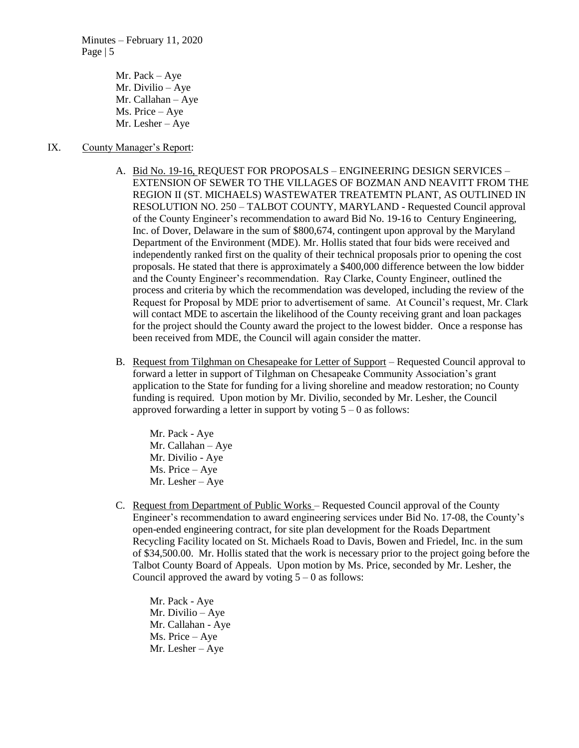Mr. Pack – Aye
Mr. Divilio – Aye
Mr. Callahan – Aye
Ms. Price – Aye
Mr. Lesher – Aye

IX. County Manager's Report:

A. Bid No. 19-16, REQUEST FOR PROPOSALS – ENGINEERING DESIGN SERVICES – EXTENSION OF SEWER TO THE VILLAGES OF BOZMAN AND NEAVITT FROM THE REGION II (ST. MICHAELS) WASTEWATER TREATEMTN PLANT, AS OUTLINED IN RESOLUTION NO. 250 – TALBOT COUNTY, MARYLAND - Requested Council approval of the County Engineer's recommendation to award Bid No. 19-16 to Century Engineering, Inc. of Dover, Delaware in the sum of $800,674, contingent upon approval by the Maryland Department of the Environment (MDE). Mr. Hollis stated that four bids were received and independently ranked first on the quality of their technical proposals prior to opening the cost proposals. He stated that there is approximately a $400,000 difference between the low bidder and the County Engineer's recommendation. Ray Clarke, County Engineer, outlined the process and criteria by which the recommendation was developed, including the review of the Request for Proposal by MDE prior to advertisement of same. At Council's request, Mr. Clark will contact MDE to ascertain the likelihood of the County receiving grant and loan packages for the project should the County award the project to the lowest bidder. Once a response has been received from MDE, the Council will again consider the matter.

B. Request from Tilghman on Chesapeake for Letter of Support – Requested Council approval to forward a letter in support of Tilghman on Chesapeake Community Association's grant application to the State for funding for a living shoreline and meadow restoration; no County funding is required. Upon motion by Mr. Divilio, seconded by Mr. Lesher, the Council approved forwarding a letter in support by voting 5 – 0 as follows:

Mr. Pack - Aye
Mr. Callahan – Aye
Mr. Divilio - Aye
Ms. Price – Aye
Mr. Lesher – Aye

C. Request from Department of Public Works – Requested Council approval of the County Engineer's recommendation to award engineering services under Bid No. 17-08, the County's open-ended engineering contract, for site plan development for the Roads Department Recycling Facility located on St. Michaels Road to Davis, Bowen and Friedel, Inc. in the sum of $34,500.00. Mr. Hollis stated that the work is necessary prior to the project going before the Talbot County Board of Appeals. Upon motion by Ms. Price, seconded by Mr. Lesher, the Council approved the award by voting 5 – 0 as follows:

Mr. Pack - Aye
Mr. Divilio – Aye
Mr. Callahan - Aye
Ms. Price – Aye
Mr. Lesher – Aye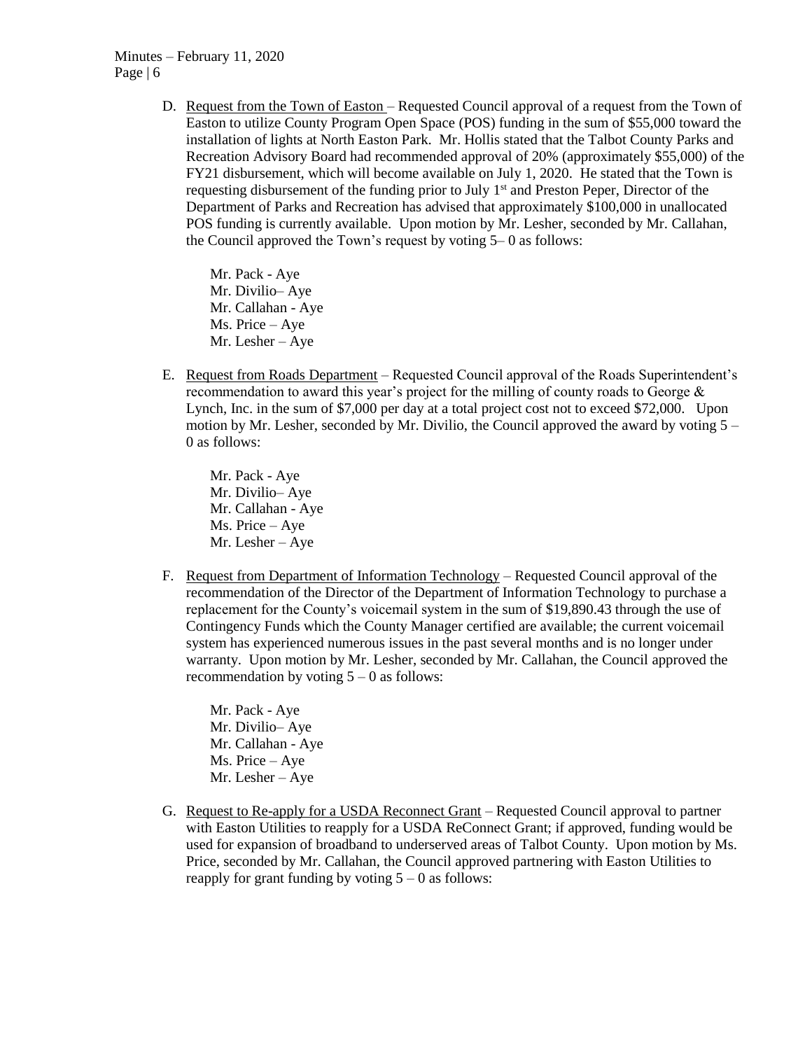D. Request from the Town of Easton – Requested Council approval of a request from the Town of Easton to utilize County Program Open Space (POS) funding in the sum of $55,000 toward the installation of lights at North Easton Park. Mr. Hollis stated that the Talbot County Parks and Recreation Advisory Board had recommended approval of 20% (approximately $55,000) of the FY21 disbursement, which will become available on July 1, 2020. He stated that the Town is requesting disbursement of the funding prior to July 1st and Preston Peper, Director of the Department of Parks and Recreation has advised that approximately $100,000 in unallocated POS funding is currently available. Upon motion by Mr. Lesher, seconded by Mr. Callahan, the Council approved the Town's request by voting 5– 0 as follows:

   Mr. Pack - Aye
   Mr. Divilio– Aye
   Mr. Callahan - Aye
   Ms. Price – Aye
   Mr. Lesher – Aye

E. Request from Roads Department – Requested Council approval of the Roads Superintendent's recommendation to award this year's project for the milling of county roads to George & Lynch, Inc. in the sum of $7,000 per day at a total project cost not to exceed $72,000. Upon motion by Mr. Lesher, seconded by Mr. Divilio, the Council approved the award by voting 5 – 0 as follows:

   Mr. Pack - Aye
   Mr. Divilio– Aye
   Mr. Callahan - Aye
   Ms. Price – Aye
   Mr. Lesher – Aye

F. Request from Department of Information Technology – Requested Council approval of the recommendation of the Director of the Department of Information Technology to purchase a replacement for the County's voicemail system in the sum of $19,890.43 through the use of Contingency Funds which the County Manager certified are available; the current voicemail system has experienced numerous issues in the past several months and is no longer under warranty. Upon motion by Mr. Lesher, seconded by Mr. Callahan, the Council approved the recommendation by voting 5 – 0 as follows:

   Mr. Pack - Aye
   Mr. Divilio– Aye
   Mr. Callahan - Aye
   Ms. Price – Aye
   Mr. Lesher – Aye

G. Request to Re-apply for a USDA Reconnect Grant – Requested Council approval to partner with Easton Utilities to reapply for a USDA ReConnect Grant; if approved, funding would be used for expansion of broadband to underserved areas of Talbot County. Upon motion by Ms. Price, seconded by Mr. Callahan, the Council approved partnering with Easton Utilities to reapply for grant funding by voting 5 – 0 as follows: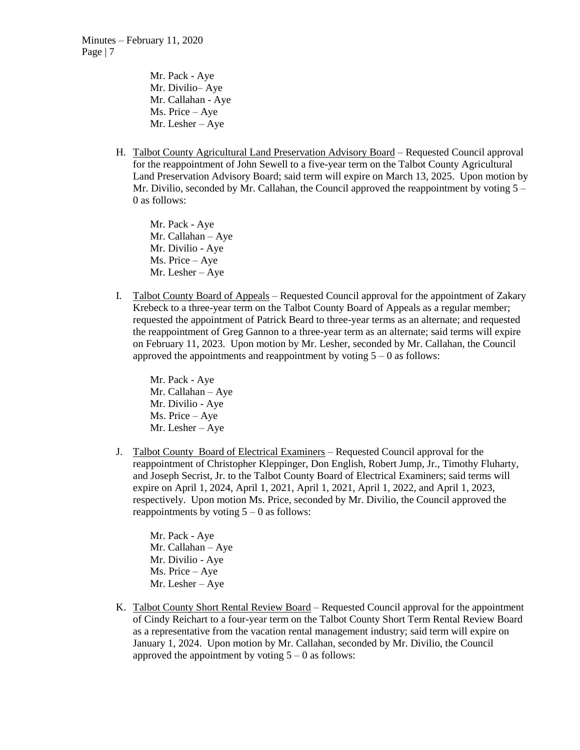Mr. Pack - Aye
Mr. Divilio– Aye
Mr. Callahan - Aye
Ms. Price – Aye
Mr. Lesher – Aye

H. Talbot County Agricultural Land Preservation Advisory Board – Requested Council approval for the reappointment of John Sewell to a five-year term on the Talbot County Agricultural Land Preservation Advisory Board; said term will expire on March 13, 2025. Upon motion by Mr. Divilio, seconded by Mr. Callahan, the Council approved the reappointment by voting 5 – 0 as follows:

   Mr. Pack - Aye
   Mr. Callahan – Aye
   Mr. Divilio - Aye
   Ms. Price – Aye
   Mr. Lesher – Aye

I. Talbot County Board of Appeals – Requested Council approval for the appointment of Zakary Krebeck to a three-year term on the Talbot County Board of Appeals as a regular member; requested the appointment of Patrick Beard to three-year terms as an alternate; and requested the reappointment of Greg Gannon to a three-year term as an alternate; said terms will expire on February 11, 2023. Upon motion by Mr. Lesher, seconded by Mr. Callahan, the Council approved the appointments and reappointment by voting 5 – 0 as follows:

   Mr. Pack - Aye
   Mr. Callahan – Aye
   Mr. Divilio - Aye
   Ms. Price – Aye
   Mr. Lesher – Aye

J. Talbot County Board of Electrical Examiners – Requested Council approval for the reappointment of Christopher Kleppinger, Don English, Robert Jump, Jr., Timothy Fluharty, and Joseph Secrist, Jr. to the Talbot County Board of Electrical Examiners; said terms will expire on April 1, 2024, April 1, 2021, April 1, 2021, April 1, 2022, and April 1, 2023, respectively. Upon motion Ms. Price, seconded by Mr. Divilio, the Council approved the reappointments by voting 5 – 0 as follows:

   Mr. Pack - Aye
   Mr. Callahan – Aye
   Mr. Divilio - Aye
   Ms. Price – Aye
   Mr. Lesher – Aye

K. Talbot County Short Rental Review Board – Requested Council approval for the appointment of Cindy Reichart to a four-year term on the Talbot County Short Term Rental Review Board as a representative from the vacation rental management industry; said term will expire on January 1, 2024. Upon motion by Mr. Callahan, seconded by Mr. Divilio, the Council approved the appointment by voting 5 – 0 as follows: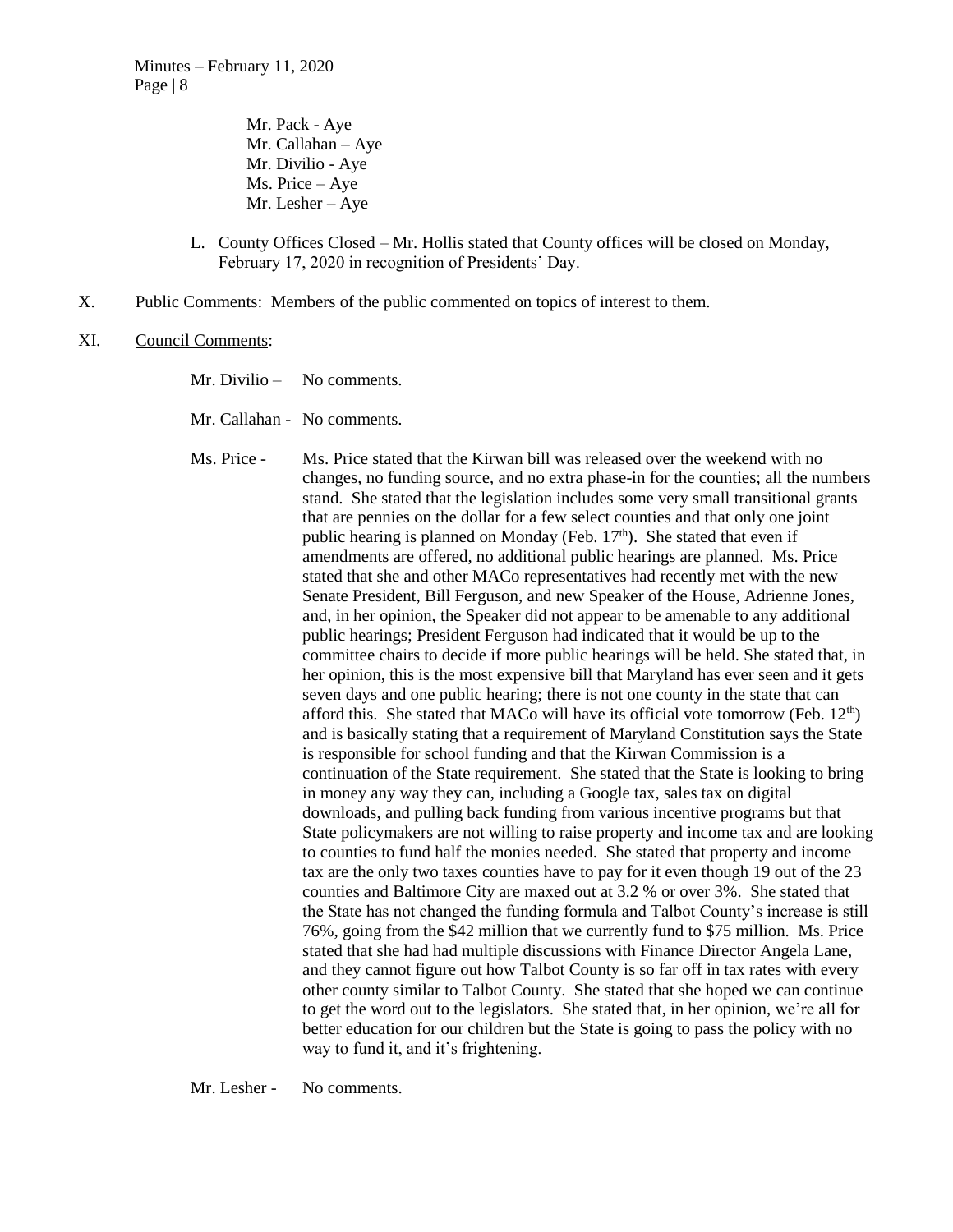Mr. Pack - Aye
Mr. Callahan – Aye
Mr. Divilio - Aye
Ms. Price – Aye
Mr. Lesher – Aye

L. County Offices Closed – Mr. Hollis stated that County offices will be closed on Monday, February 17, 2020 in recognition of Presidents' Day.

X. Public Comments: Members of the public commented on topics of interest to them.

XI. Council Comments:

Mr. Divilio – No comments.

Mr. Callahan - No comments.

Ms. Price - Ms. Price stated that the Kirwan bill was released over the weekend with no changes, no funding source, and no extra phase-in for the counties; all the numbers stand. She stated that the legislation includes some very small transitional grants that are pennies on the dollar for a few select counties and that only one joint public hearing is planned on Monday (Feb. 17th). She stated that even if amendments are offered, no additional public hearings are planned. Ms. Price stated that she and other MACo representatives had recently met with the new Senate President, Bill Ferguson, and new Speaker of the House, Adrienne Jones, and, in her opinion, the Speaker did not appear to be amenable to any additional public hearings; President Ferguson had indicated that it would be up to the committee chairs to decide if more public hearings will be held. She stated that, in her opinion, this is the most expensive bill that Maryland has ever seen and it gets seven days and one public hearing; there is not one county in the state that can afford this. She stated that MACo will have its official vote tomorrow (Feb. 12th) and is basically stating that a requirement of Maryland Constitution says the State is responsible for school funding and that the Kirwan Commission is a continuation of the State requirement. She stated that the State is looking to bring in money any way they can, including a Google tax, sales tax on digital downloads, and pulling back funding from various incentive programs but that State policymakers are not willing to raise property and income tax and are looking to counties to fund half the monies needed. She stated that property and income tax are the only two taxes counties have to pay for it even though 19 out of the 23 counties and Baltimore City are maxed out at 3.2 % or over 3%. She stated that the State has not changed the funding formula and Talbot County's increase is still 76%, going from the $42 million that we currently fund to $75 million. Ms. Price stated that she had had multiple discussions with Finance Director Angela Lane, and they cannot figure out how Talbot County is so far off in tax rates with every other county similar to Talbot County. She stated that she hoped we can continue to get the word out to the legislators. She stated that, in her opinion, we're all for better education for our children but the State is going to pass the policy with no way to fund it, and it's frightening.

Mr. Lesher - No comments.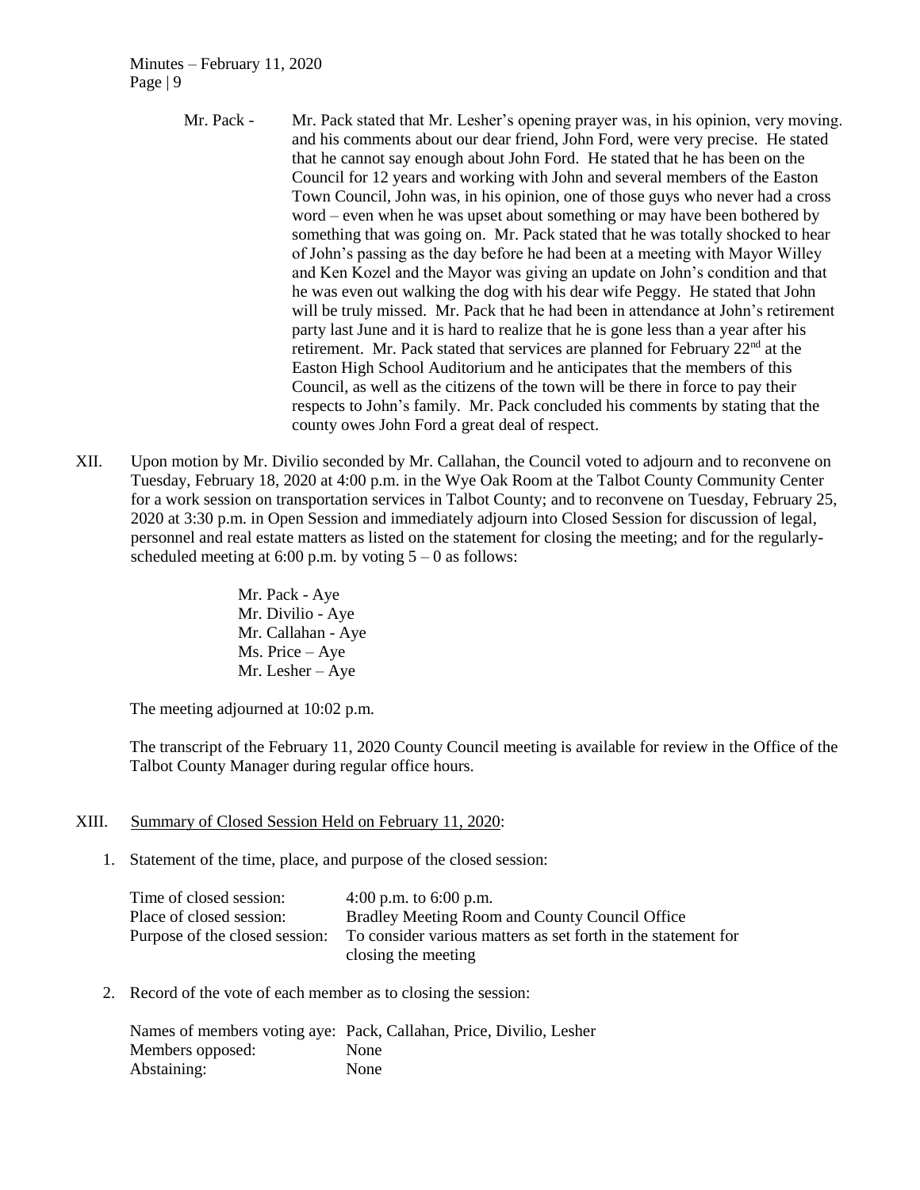Mr. Pack - Mr. Pack stated that Mr. Lesher's opening prayer was, in his opinion, very moving. and his comments about our dear friend, John Ford, were very precise. He stated that he cannot say enough about John Ford. He stated that he has been on the Council for 12 years and working with John and several members of the Easton Town Council, John was, in his opinion, one of those guys who never had a cross word – even when he was upset about something or may have been bothered by something that was going on. Mr. Pack stated that he was totally shocked to hear of John's passing as the day before he had been at a meeting with Mayor Willey and Ken Kozel and the Mayor was giving an update on John's condition and that he was even out walking the dog with his dear wife Peggy. He stated that John will be truly missed. Mr. Pack that he had been in attendance at John's retirement party last June and it is hard to realize that he is gone less than a year after his retirement. Mr. Pack stated that services are planned for February 22nd at the Easton High School Auditorium and he anticipates that the members of this Council, as well as the citizens of the town will be there in force to pay their respects to John's family. Mr. Pack concluded his comments by stating that the county owes John Ford a great deal of respect.

XII. Upon motion by Mr. Divilio seconded by Mr. Callahan, the Council voted to adjourn and to reconvene on Tuesday, February 18, 2020 at 4:00 p.m. in the Wye Oak Room at the Talbot County Community Center for a work session on transportation services in Talbot County; and to reconvene on Tuesday, February 25, 2020 at 3:30 p.m. in Open Session and immediately adjourn into Closed Session for discussion of legal, personnel and real estate matters as listed on the statement for closing the meeting; and for the regularly-scheduled meeting at 6:00 p.m. by voting 5 – 0 as follows:

Mr. Pack - Aye
Mr. Divilio - Aye
Mr. Callahan - Aye
Ms. Price – Aye
Mr. Lesher – Aye

The meeting adjourned at 10:02 p.m.

The transcript of the February 11, 2020 County Council meeting is available for review in the Office of the Talbot County Manager during regular office hours.

XIII. Summary of Closed Session Held on February 11, 2020:

1. Statement of the time, place, and purpose of the closed session:

| | |
|---|---|
| Time of closed session: | 4:00 p.m. to 6:00 p.m. |
| Place of closed session: | Bradley Meeting Room and County Council Office |
| Purpose of the closed session: | To consider various matters as set forth in the statement for closing the meeting |

2. Record of the vote of each member as to closing the session:

| | |
|---|---|
| Names of members voting aye: | Pack, Callahan, Price, Divilio, Lesher |
| Members opposed: | None |
| Abstaining: | None |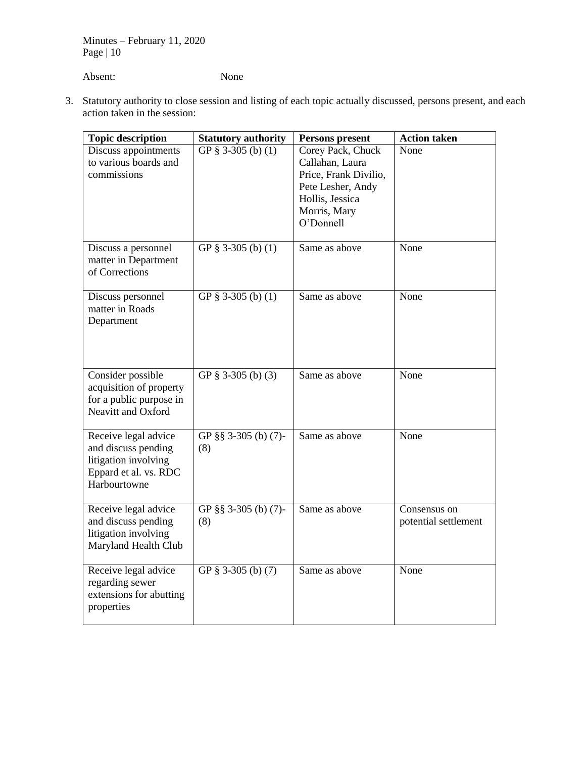Absent: None

3. Statutory authority to close session and listing of each topic actually discussed, persons present, and each action taken in the session:

| Topic description | Statutory authority | Persons present | Action taken |
|---|---|---|---|
| Discuss appointments to various boards and commissions | GP § 3-305 (b) (1) | Corey Pack, Chuck Callahan, Laura Price, Frank Divilio, Pete Lesher, Andy Hollis, Jessica Morris, Mary O'Donnell | None |
| Discuss a personnel matter in Department of Corrections | GP § 3-305 (b) (1) | Same as above | None |
| Discuss personnel matter in Roads Department | GP § 3-305 (b) (1) | Same as above | None |
| Consider possible acquisition of property for a public purpose in Neavitt and Oxford | GP § 3-305 (b) (3) | Same as above | None |
| Receive legal advice and discuss pending litigation involving Eppard et al. vs. RDC Harbourtowne | GP §§ 3-305 (b) (7)-(8) | Same as above | None |
| Receive legal advice and discuss pending litigation involving Maryland Health Club | GP §§ 3-305 (b) (7)-(8) | Same as above | Consensus on potential settlement |
| Receive legal advice regarding sewer extensions for abutting properties | GP § 3-305 (b) (7) | Same as above | None |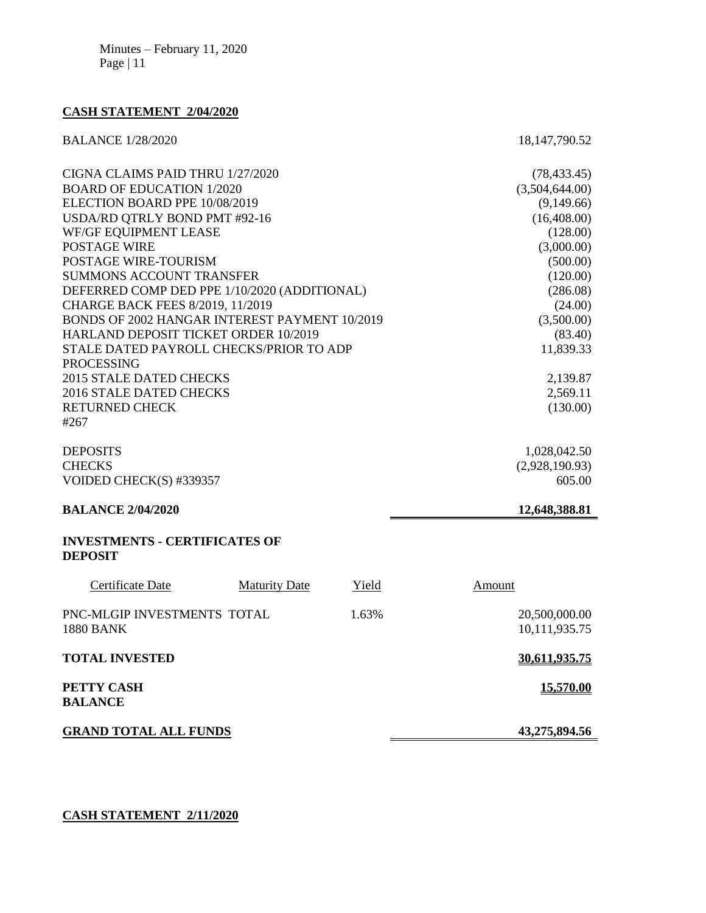## CASH STATEMENT 2/04/2020

| | |
|---|---|
| BALANCE 1/28/2020 | 18,147,790.52 |
| CIGNA CLAIMS PAID THRU 1/27/2020 | (78,433.45) |
| BOARD OF EDUCATION 1/2020 | (3,504,644.00) |
| ELECTION BOARD PPE 10/08/2019 | (9,149.66) |
| USDA/RD QTRLY BOND PMT #92-16 | (16,408.00) |
| WF/GF EQUIPMENT LEASE | (128.00) |
| POSTAGE WIRE | (3,000.00) |
| POSTAGE WIRE-TOURISM | (500.00) |
| SUMMONS ACCOUNT TRANSFER | (120.00) |
| DEFERRED COMP DED PPE 1/10/2020 (ADDITIONAL) | (286.08) |
| CHARGE BACK FEES 8/2019, 11/2019 | (24.00) |
| BONDS OF 2002 HANGAR INTEREST PAYMENT 10/2019 | (3,500.00) |
| HARLAND DEPOSIT TICKET ORDER 10/2019 | (83.40) |
| STALE DATED PAYROLL CHECKS/PRIOR TO ADP PROCESSING | 11,839.33 |
| 2015 STALE DATED CHECKS | 2,139.87 |
| 2016 STALE DATED CHECKS | 2,569.11 |
| RETURNED CHECK #267 | (130.00) |
| DEPOSITS | 1,028,042.50 |
| CHECKS | (2,928,190.93) |
| VOIDED CHECK(S) #339357 | 605.00 |
| **BALANCE 2/04/2020** | **12,648,388.81** |

**INVESTMENTS - CERTIFICATES OF DEPOSIT**

| Certificate Date | Maturity Date | Yield | Amount |
|---|---|---|---|
| PNC-MLGIP INVESTMENTS TOTAL | | 1.63% | 20,500,000.00 |
| 1880 BANK | | | 10,111,935.75 |
| **TOTAL INVESTED** | | | **30,611,935.75** |
| **PETTY CASH BALANCE** | | | **15,570.00** |
| **GRAND TOTAL ALL FUNDS** | | | **43,275,894.56** |

## CASH STATEMENT 2/11/2020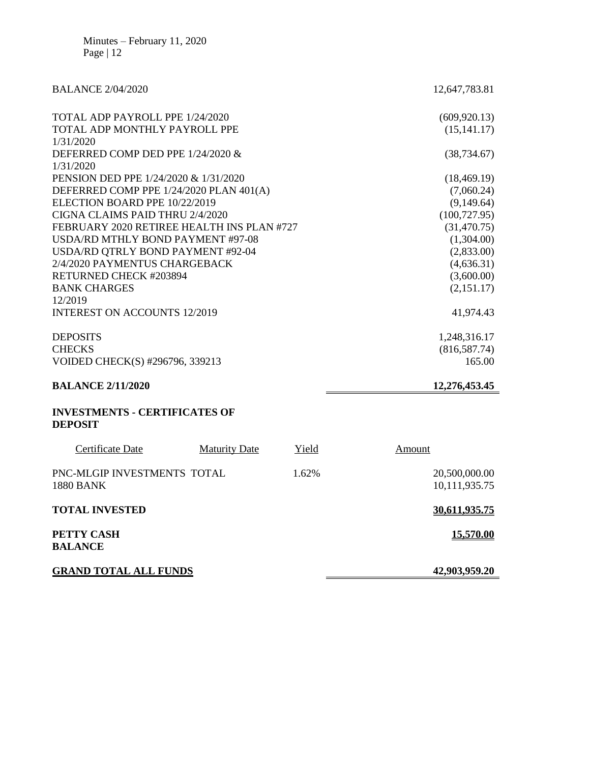| | |
|---|---|
| BALANCE 2/04/2020 | 12,647,783.81 |
| TOTAL ADP PAYROLL PPE 1/24/2020 | (609,920.13) |
| TOTAL ADP MONTHLY PAYROLL PPE 1/31/2020 | (15,141.17) |
| DEFERRED COMP DED PPE 1/24/2020 & 1/31/2020 | (38,734.67) |
| PENSION DED PPE 1/24/2020 & 1/31/2020 | (18,469.19) |
| DEFERRED COMP PPE 1/24/2020 PLAN 401(A) | (7,060.24) |
| ELECTION BOARD PPE 10/22/2019 | (9,149.64) |
| CIGNA CLAIMS PAID THRU 2/4/2020 | (100,727.95) |
| FEBRUARY 2020 RETIREE HEALTH INS PLAN #727 | (31,470.75) |
| USDA/RD MTHLY BOND PAYMENT #97-08 | (1,304.00) |
| USDA/RD QTRLY BOND PAYMENT #92-04 | (2,833.00) |
| 2/4/2020 PAYMENTUS CHARGEBACK | (4,636.31) |
| RETURNED CHECK #203894 | (3,600.00) |
| BANK CHARGES 12/2019 | (2,151.17) |
| INTEREST ON ACCOUNTS 12/2019 | 41,974.43 |
| DEPOSITS | 1,248,316.17 |
| CHECKS | (816,587.74) |
| VOIDED CHECK(S) #296796, 339213 | 165.00 |
| **BALANCE 2/11/2020** | **12,276,453.45** |

**INVESTMENTS - CERTIFICATES OF DEPOSIT**

| Certificate Date | Maturity Date | Yield | Amount |
|---|---|---|---|
| PNC-MLGIP INVESTMENTS TOTAL | | 1.62% | 20,500,000.00 |
| 1880 BANK | | | 10,111,935.75 |
| **TOTAL INVESTED** | | | **30,611,935.75** |
| **PETTY CASH BALANCE** | | | **15,570.00** |
| **GRAND TOTAL ALL FUNDS** | | | **42,903,959.20** |